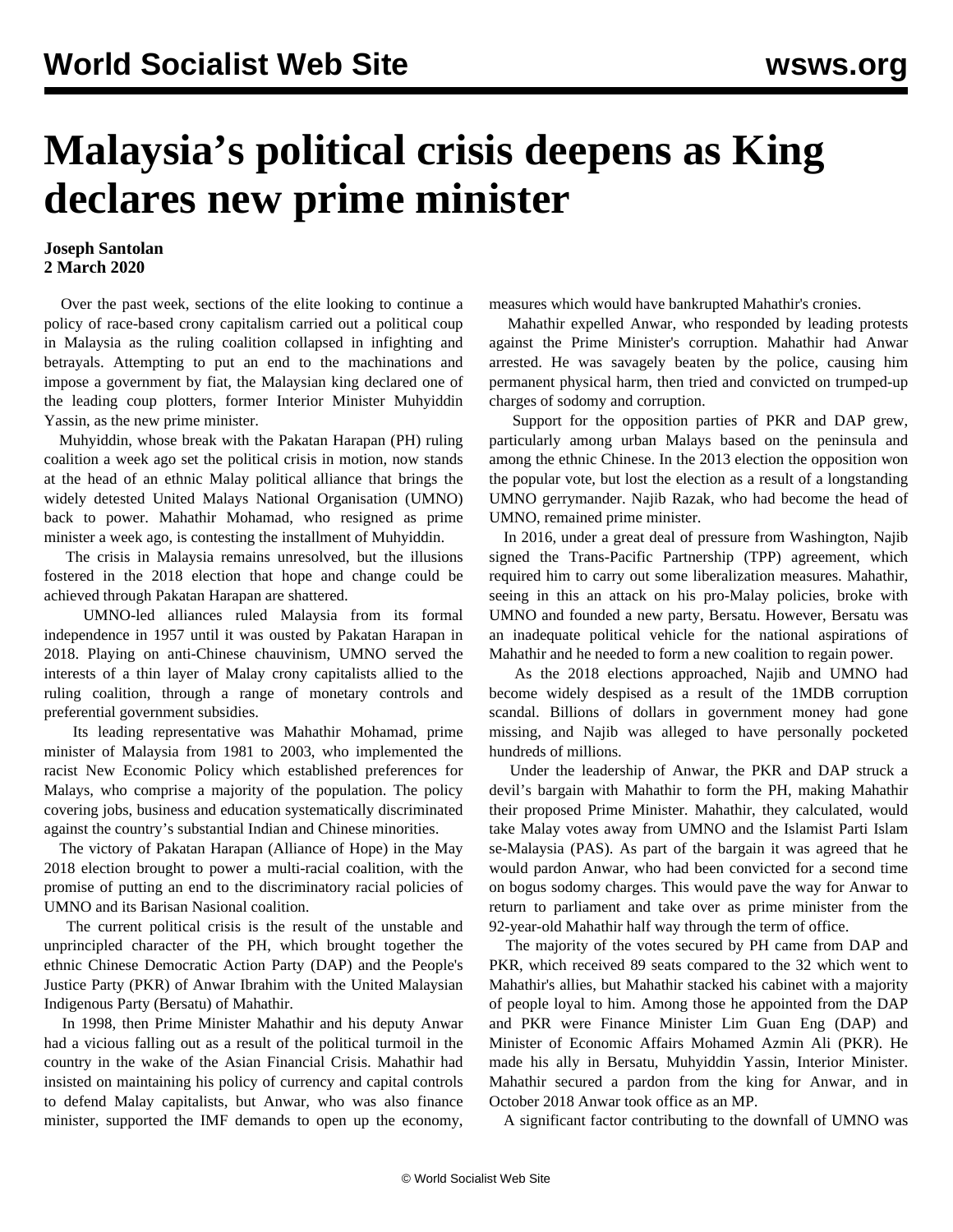# Malaysia's political crisis deepens as King declares new prime minister

**Joseph Santolan**
**2 March 2020**

Over the past week, sections of the elite looking to continue a policy of race-based crony capitalism carried out a political coup in Malaysia as the ruling coalition collapsed in infighting and betrayals. Attempting to put an end to the machinations and impose a government by fiat, the Malaysian king declared one of the leading coup plotters, former Interior Minister Muhyiddin Yassin, as the new prime minister.

Muhyiddin, whose break with the Pakatan Harapan (PH) ruling coalition a week ago set the political crisis in motion, now stands at the head of an ethnic Malay political alliance that brings the widely detested United Malays National Organisation (UMNO) back to power. Mahathir Mohamad, who resigned as prime minister a week ago, is contesting the installment of Muhyiddin.

The crisis in Malaysia remains unresolved, but the illusions fostered in the 2018 election that hope and change could be achieved through Pakatan Harapan are shattered.

UMNO-led alliances ruled Malaysia from its formal independence in 1957 until it was ousted by Pakatan Harapan in 2018. Playing on anti-Chinese chauvinism, UMNO served the interests of a thin layer of Malay crony capitalists allied to the ruling coalition, through a range of monetary controls and preferential government subsidies.

Its leading representative was Mahathir Mohamad, prime minister of Malaysia from 1981 to 2003, who implemented the racist New Economic Policy which established preferences for Malays, who comprise a majority of the population. The policy covering jobs, business and education systematically discriminated against the country's substantial Indian and Chinese minorities.

The victory of Pakatan Harapan (Alliance of Hope) in the May 2018 election brought to power a multi-racial coalition, with the promise of putting an end to the discriminatory racial policies of UMNO and its Barisan Nasional coalition.

The current political crisis is the result of the unstable and unprincipled character of the PH, which brought together the ethnic Chinese Democratic Action Party (DAP) and the People's Justice Party (PKR) of Anwar Ibrahim with the United Malaysian Indigenous Party (Bersatu) of Mahathir.

In 1998, then Prime Minister Mahathir and his deputy Anwar had a vicious falling out as a result of the political turmoil in the country in the wake of the Asian Financial Crisis. Mahathir had insisted on maintaining his policy of currency and capital controls to defend Malay capitalists, but Anwar, who was also finance minister, supported the IMF demands to open up the economy, measures which would have bankrupted Mahathir's cronies.

Mahathir expelled Anwar, who responded by leading protests against the Prime Minister's corruption. Mahathir had Anwar arrested. He was savagely beaten by the police, causing him permanent physical harm, then tried and convicted on trumped-up charges of sodomy and corruption.

Support for the opposition parties of PKR and DAP grew, particularly among urban Malays based on the peninsula and among the ethnic Chinese. In the 2013 election the opposition won the popular vote, but lost the election as a result of a longstanding UMNO gerrymander. Najib Razak, who had become the head of UMNO, remained prime minister.

In 2016, under a great deal of pressure from Washington, Najib signed the Trans-Pacific Partnership (TPP) agreement, which required him to carry out some liberalization measures. Mahathir, seeing in this an attack on his pro-Malay policies, broke with UMNO and founded a new party, Bersatu. However, Bersatu was an inadequate political vehicle for the national aspirations of Mahathir and he needed to form a new coalition to regain power.

As the 2018 elections approached, Najib and UMNO had become widely despised as a result of the 1MDB corruption scandal. Billions of dollars in government money had gone missing, and Najib was alleged to have personally pocketed hundreds of millions.

Under the leadership of Anwar, the PKR and DAP struck a devil's bargain with Mahathir to form the PH, making Mahathir their proposed Prime Minister. Mahathir, they calculated, would take Malay votes away from UMNO and the Islamist Parti Islam se-Malaysia (PAS). As part of the bargain it was agreed that he would pardon Anwar, who had been convicted for a second time on bogus sodomy charges. This would pave the way for Anwar to return to parliament and take over as prime minister from the 92-year-old Mahathir half way through the term of office.

The majority of the votes secured by PH came from DAP and PKR, which received 89 seats compared to the 32 which went to Mahathir's allies, but Mahathir stacked his cabinet with a majority of people loyal to him. Among those he appointed from the DAP and PKR were Finance Minister Lim Guan Eng (DAP) and Minister of Economic Affairs Mohamed Azmin Ali (PKR). He made his ally in Bersatu, Muhyiddin Yassin, Interior Minister. Mahathir secured a pardon from the king for Anwar, and in October 2018 Anwar took office as an MP.

A significant factor contributing to the downfall of UMNO was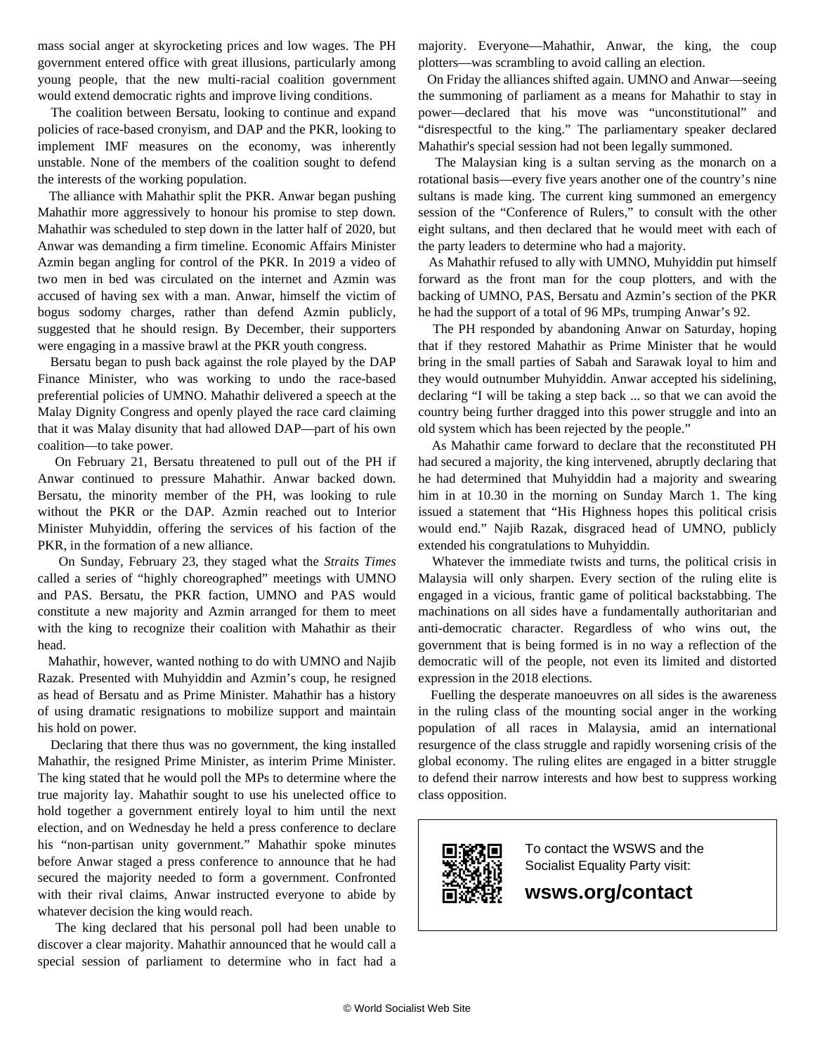mass social anger at skyrocketing prices and low wages. The PH government entered office with great illusions, particularly among young people, that the new multi-racial coalition government would extend democratic rights and improve living conditions.

The coalition between Bersatu, looking to continue and expand policies of race-based cronyism, and DAP and the PKR, looking to implement IMF measures on the economy, was inherently unstable. None of the members of the coalition sought to defend the interests of the working population.

The alliance with Mahathir split the PKR. Anwar began pushing Mahathir more aggressively to honour his promise to step down. Mahathir was scheduled to step down in the latter half of 2020, but Anwar was demanding a firm timeline. Economic Affairs Minister Azmin began angling for control of the PKR. In 2019 a video of two men in bed was circulated on the internet and Azmin was accused of having sex with a man. Anwar, himself the victim of bogus sodomy charges, rather than defend Azmin publicly, suggested that he should resign. By December, their supporters were engaging in a massive brawl at the PKR youth congress.

Bersatu began to push back against the role played by the DAP Finance Minister, who was working to undo the race-based preferential policies of UMNO. Mahathir delivered a speech at the Malay Dignity Congress and openly played the race card claiming that it was Malay disunity that had allowed DAP—part of his own coalition—to take power.

On February 21, Bersatu threatened to pull out of the PH if Anwar continued to pressure Mahathir. Anwar backed down. Bersatu, the minority member of the PH, was looking to rule without the PKR or the DAP. Azmin reached out to Interior Minister Muhyiddin, offering the services of his faction of the PKR, in the formation of a new alliance.

On Sunday, February 23, they staged what the *Straits Times* called a series of "highly choreographed" meetings with UMNO and PAS. Bersatu, the PKR faction, UMNO and PAS would constitute a new majority and Azmin arranged for them to meet with the king to recognize their coalition with Mahathir as their head.

Mahathir, however, wanted nothing to do with UMNO and Najib Razak. Presented with Muhyiddin and Azmin's coup, he resigned as head of Bersatu and as Prime Minister. Mahathir has a history of using dramatic resignations to mobilize support and maintain his hold on power.

Declaring that there thus was no government, the king installed Mahathir, the resigned Prime Minister, as interim Prime Minister. The king stated that he would poll the MPs to determine where the true majority lay. Mahathir sought to use his unelected office to hold together a government entirely loyal to him until the next election, and on Wednesday he held a press conference to declare his "non-partisan unity government." Mahathir spoke minutes before Anwar staged a press conference to announce that he had secured the majority needed to form a government. Confronted with their rival claims, Anwar instructed everyone to abide by whatever decision the king would reach.

The king declared that his personal poll had been unable to discover a clear majority. Mahathir announced that he would call a special session of parliament to determine who in fact had a majority. Everyone—Mahathir, Anwar, the king, the coup plotters—was scrambling to avoid calling an election.

On Friday the alliances shifted again. UMNO and Anwar—seeing the summoning of parliament as a means for Mahathir to stay in power—declared that his move was "unconstitutional" and "disrespectful to the king." The parliamentary speaker declared Mahathir's special session had not been legally summoned.

The Malaysian king is a sultan serving as the monarch on a rotational basis—every five years another one of the country's nine sultans is made king. The current king summoned an emergency session of the "Conference of Rulers," to consult with the other eight sultans, and then declared that he would meet with each of the party leaders to determine who had a majority.

As Mahathir refused to ally with UMNO, Muhyiddin put himself forward as the front man for the coup plotters, and with the backing of UMNO, PAS, Bersatu and Azmin's section of the PKR he had the support of a total of 96 MPs, trumping Anwar's 92.

The PH responded by abandoning Anwar on Saturday, hoping that if they restored Mahathir as Prime Minister that he would bring in the small parties of Sabah and Sarawak loyal to him and they would outnumber Muhyiddin. Anwar accepted his sidelining, declaring "I will be taking a step back ... so that we can avoid the country being further dragged into this power struggle and into an old system which has been rejected by the people."

As Mahathir came forward to declare that the reconstituted PH had secured a majority, the king intervened, abruptly declaring that he had determined that Muhyiddin had a majority and swearing him in at 10.30 in the morning on Sunday March 1. The king issued a statement that "His Highness hopes this political crisis would end." Najib Razak, disgraced head of UMNO, publicly extended his congratulations to Muhyiddin.

Whatever the immediate twists and turns, the political crisis in Malaysia will only sharpen. Every section of the ruling elite is engaged in a vicious, frantic game of political backstabbing. The machinations on all sides have a fundamentally authoritarian and anti-democratic character. Regardless of who wins out, the government that is being formed is in no way a reflection of the democratic will of the people, not even its limited and distorted expression in the 2018 elections.

Fuelling the desperate manoeuvres on all sides is the awareness in the ruling class of the mounting social anger in the working population of all races in Malaysia, amid an international resurgence of the class struggle and rapidly worsening crisis of the global economy. The ruling elites are engaged in a bitter struggle to defend their narrow interests and how best to suppress working class opposition.

To contact the WSWS and the Socialist Equality Party visit:

**wsws.org/contact**